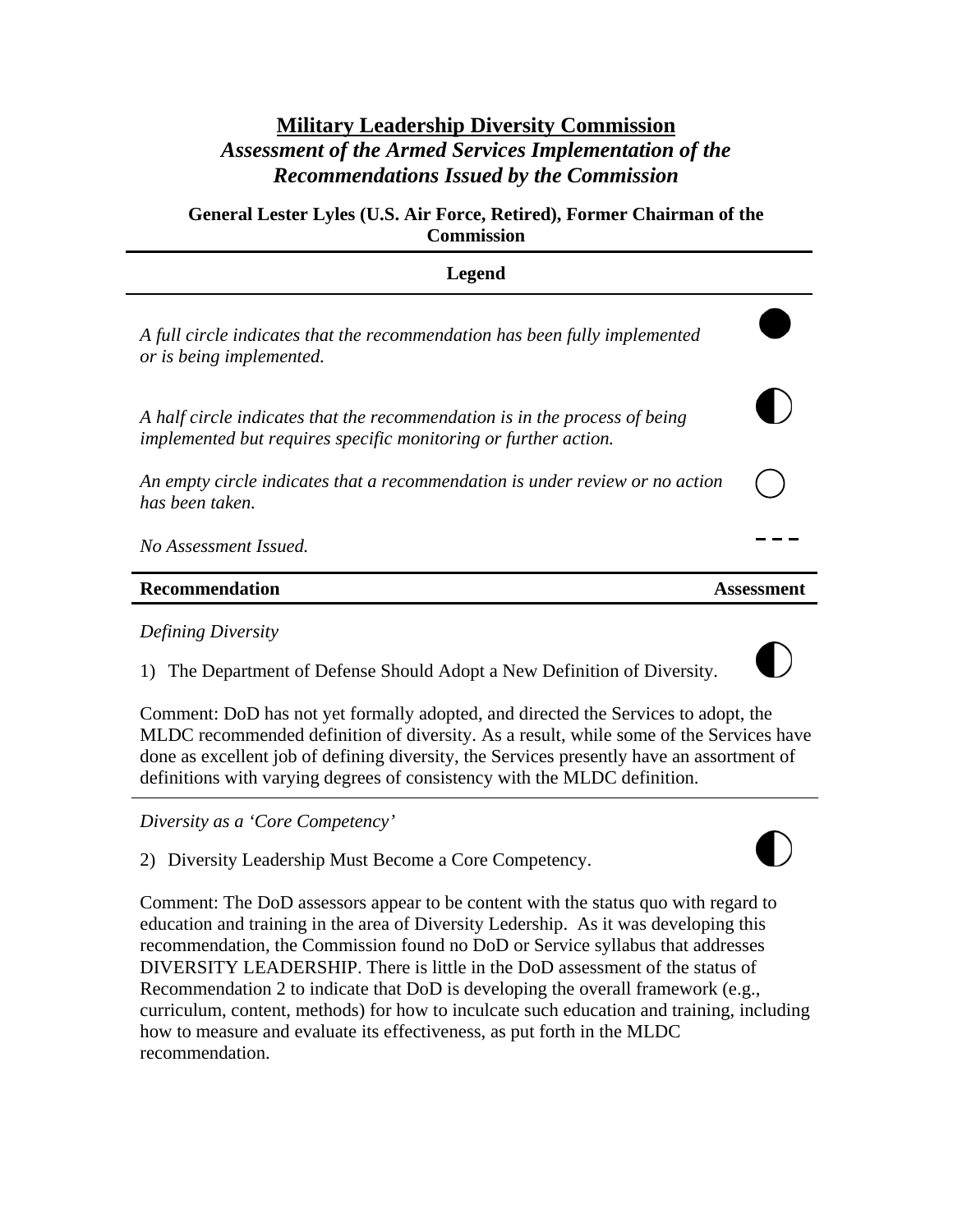# Military Leadership Diversity Commission

## *Assessment of the Armed Services Implementation of the Recommendations Issued by the Commission*

**General Lester Lyles (U.S. Air Force, Retired), Former Chairman of the Commission**

---

**Legend**

---

| Description | Symbol |
|---|---|
| *A full circle indicates that the recommendation has been fully implemented or is being implemented.* | ● |
| *A half circle indicates that the recommendation is in the process of being implemented but requires specific monitoring or further action.* | ◐ |
| *An empty circle indicates that a recommendation is under review or no action has been taken.* | ○ |
| *No Assessment Issued.* | – – – |

| **Recommendation** | **Assessment** |
|---|---|
| *Defining Diversity* | |
| 1) The Department of Defense Should Adopt a New Definition of Diversity. | ◐ |

Comment: DoD has not yet formally adopted, and directed the Services to adopt, the MLDC recommended definition of diversity. As a result, while some of the Services have done as excellent job of defining diversity, the Services presently have an assortment of definitions with varying degrees of consistency with the MLDC definition.

---

| **Recommendation** | **Assessment** |
|---|---|
| *Diversity as a 'Core Competency'* | |
| 2) Diversity Leadership Must Become a Core Competency. | ◐ |

Comment: The DoD assessors appear to be content with the status quo with regard to education and training in the area of Diversity Ledership. As it was developing this recommendation, the Commission found no DoD or Service syllabus that addresses DIVERSITY LEADERSHIP. There is little in the DoD assessment of the status of Recommendation 2 to indicate that DoD is developing the overall framework (e.g., curriculum, content, methods) for how to inculcate such education and training, including how to measure and evaluate its effectiveness, as put forth in the MLDC recommendation.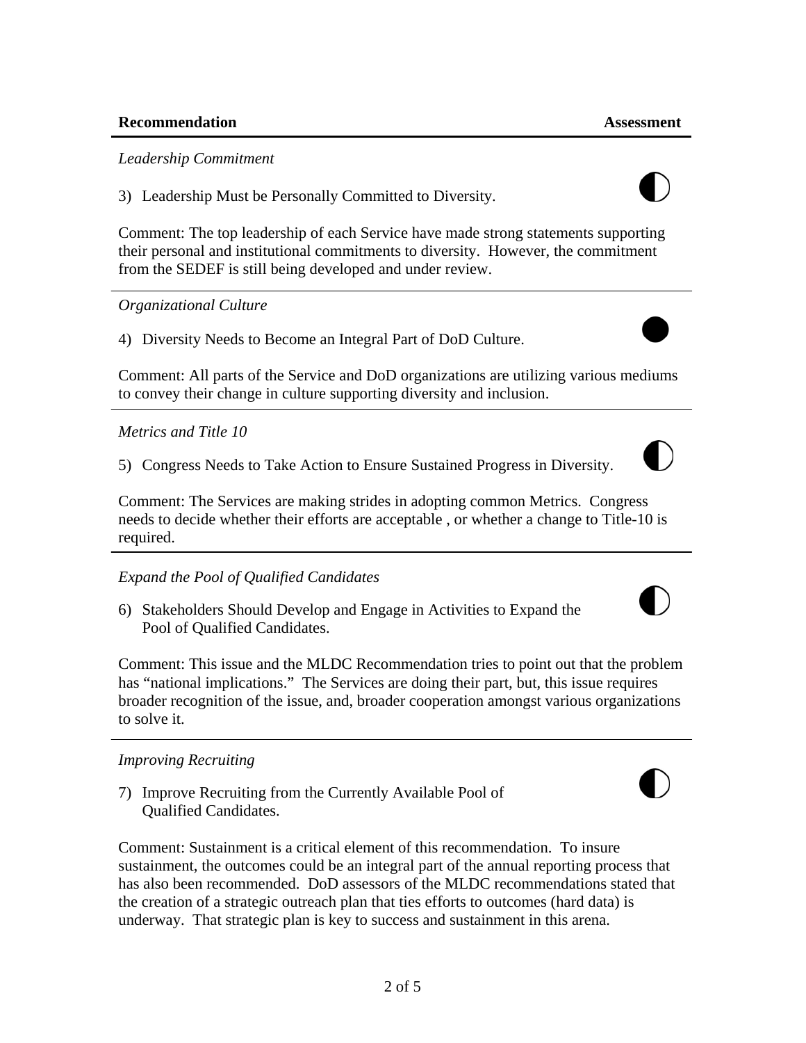| Recommendation | Assessment |
|---|---|

*Leadership Commitment*

3) Leadership Must be Personally Committed to Diversity. ◐

Comment: The top leadership of each Service have made strong statements supporting their personal and institutional commitments to diversity. However, the commitment from the SEDEF is still being developed and under review.

---

*Organizational Culture*

4) Diversity Needs to Become an Integral Part of DoD Culture. ●

Comment: All parts of the Service and DoD organizations are utilizing various mediums to convey their change in culture supporting diversity and inclusion.

---

*Metrics and Title 10*

5) Congress Needs to Take Action to Ensure Sustained Progress in Diversity. ◐

Comment: The Services are making strides in adopting common Metrics. Congress needs to decide whether their efforts are acceptable , or whether a change to Title-10 is required.

---

*Expand the Pool of Qualified Candidates*

6) Stakeholders Should Develop and Engage in Activities to Expand the Pool of Qualified Candidates. ◐

Comment: This issue and the MLDC Recommendation tries to point out that the problem has "national implications." The Services are doing their part, but, this issue requires broader recognition of the issue, and, broader cooperation amongst various organizations to solve it.

---

*Improving Recruiting*

7) Improve Recruiting from the Currently Available Pool of Qualified Candidates. ◐

Comment: Sustainment is a critical element of this recommendation. To insure sustainment, the outcomes could be an integral part of the annual reporting process that has also been recommended. DoD assessors of the MLDC recommendations stated that the creation of a strategic outreach plan that ties efforts to outcomes (hard data) is underway. That strategic plan is key to success and sustainment in this arena.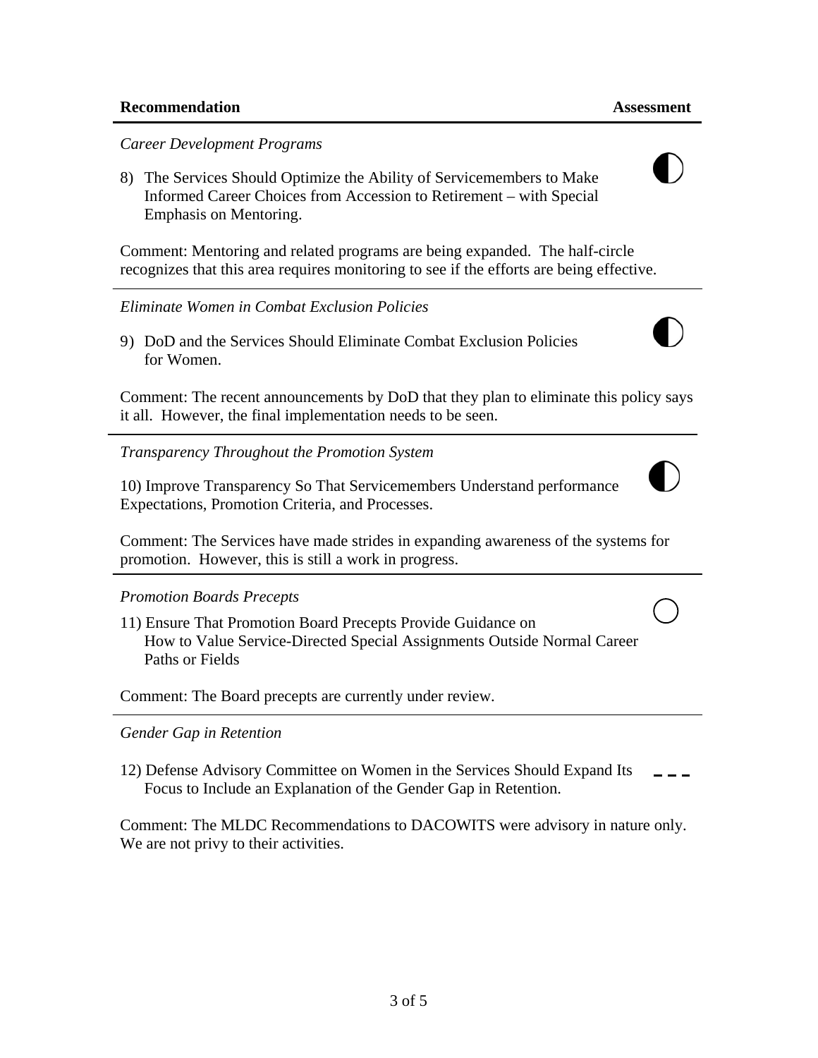| Recommendation | Assessment |
| --- | --- |

*Career Development Programs*

8) The Services Should Optimize the Ability of Servicemembers to Make Informed Career Choices from Accession to Retirement – with Special Emphasis on Mentoring. ◐

Comment: Mentoring and related programs are being expanded. The half-circle recognizes that this area requires monitoring to see if the efforts are being effective.

---

*Eliminate Women in Combat Exclusion Policies*

9) DoD and the Services Should Eliminate Combat Exclusion Policies for Women. ◐

Comment: The recent announcements by DoD that they plan to eliminate this policy says it all. However, the final implementation needs to be seen.

---

*Transparency Throughout the Promotion System*

10) Improve Transparency So That Servicemembers Understand performance Expectations, Promotion Criteria, and Processes. ◐

Comment: The Services have made strides in expanding awareness of the systems for promotion. However, this is still a work in progress.

---

*Promotion Boards Precepts*

11) Ensure That Promotion Board Precepts Provide Guidance on How to Value Service-Directed Special Assignments Outside Normal Career Paths or Fields ○

Comment: The Board precepts are currently under review.

---

*Gender Gap in Retention*

12) Defense Advisory Committee on Women in the Services Should Expand Its Focus to Include an Explanation of the Gender Gap in Retention. – – –

Comment: The MLDC Recommendations to DACOWITS were advisory in nature only. We are not privy to their activities.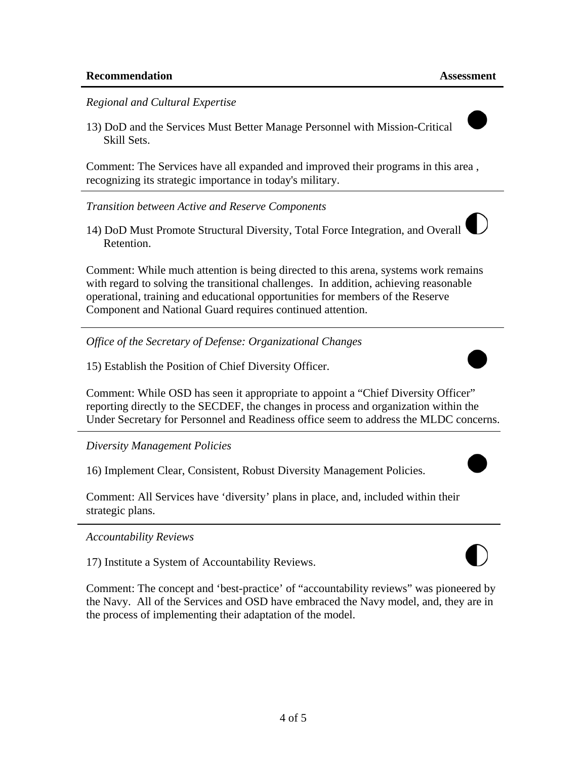| Recommendation | Assessment |
|---|---|

*Regional and Cultural Expertise*

13) DoD and the Services Must Better Manage Personnel with Mission-Critical Skill Sets. ●

Comment: The Services have all expanded and improved their programs in this area , recognizing its strategic importance in today's military.

---

*Transition between Active and Reserve Components*

14) DoD Must Promote Structural Diversity, Total Force Integration, and Overall Retention. ◐

Comment: While much attention is being directed to this arena, systems work remains with regard to solving the transitional challenges. In addition, achieving reasonable operational, training and educational opportunities for members of the Reserve Component and National Guard requires continued attention.

---

*Office of the Secretary of Defense: Organizational Changes*

15) Establish the Position of Chief Diversity Officer. ●

Comment: While OSD has seen it appropriate to appoint a "Chief Diversity Officer" reporting directly to the SECDEF, the changes in process and organization within the Under Secretary for Personnel and Readiness office seem to address the MLDC concerns.

---

*Diversity Management Policies*

16) Implement Clear, Consistent, Robust Diversity Management Policies. ●

Comment: All Services have 'diversity' plans in place, and, included within their strategic plans.

---

*Accountability Reviews*

17) Institute a System of Accountability Reviews. ◐

Comment: The concept and 'best-practice' of "accountability reviews" was pioneered by the Navy. All of the Services and OSD have embraced the Navy model, and, they are in the process of implementing their adaptation of the model.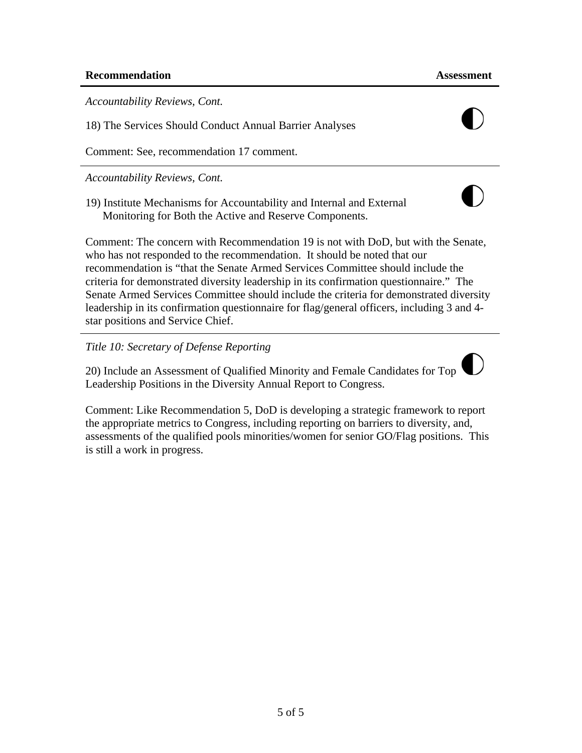| **Recommendation** | **Assessment** |
|---|---|

*Accountability Reviews, Cont.*

18) The Services Should Conduct Annual Barrier Analyses ◐

Comment: See, recommendation 17 comment.

---

*Accountability Reviews, Cont.*

19) Institute Mechanisms for Accountability and Internal and External Monitoring for Both the Active and Reserve Components. ◐

Comment: The concern with Recommendation 19 is not with DoD, but with the Senate, who has not responded to the recommendation. It should be noted that our recommendation is "that the Senate Armed Services Committee should include the criteria for demonstrated diversity leadership in its confirmation questionnaire." The Senate Armed Services Committee should include the criteria for demonstrated diversity leadership in its confirmation questionnaire for flag/general officers, including 3 and 4-star positions and Service Chief.

---

*Title 10: Secretary of Defense Reporting*

20) Include an Assessment of Qualified Minority and Female Candidates for Top Leadership Positions in the Diversity Annual Report to Congress. ◐

Comment: Like Recommendation 5, DoD is developing a strategic framework to report the appropriate metrics to Congress, including reporting on barriers to diversity, and, assessments of the qualified pools minorities/women for senior GO/Flag positions. This is still a work in progress.